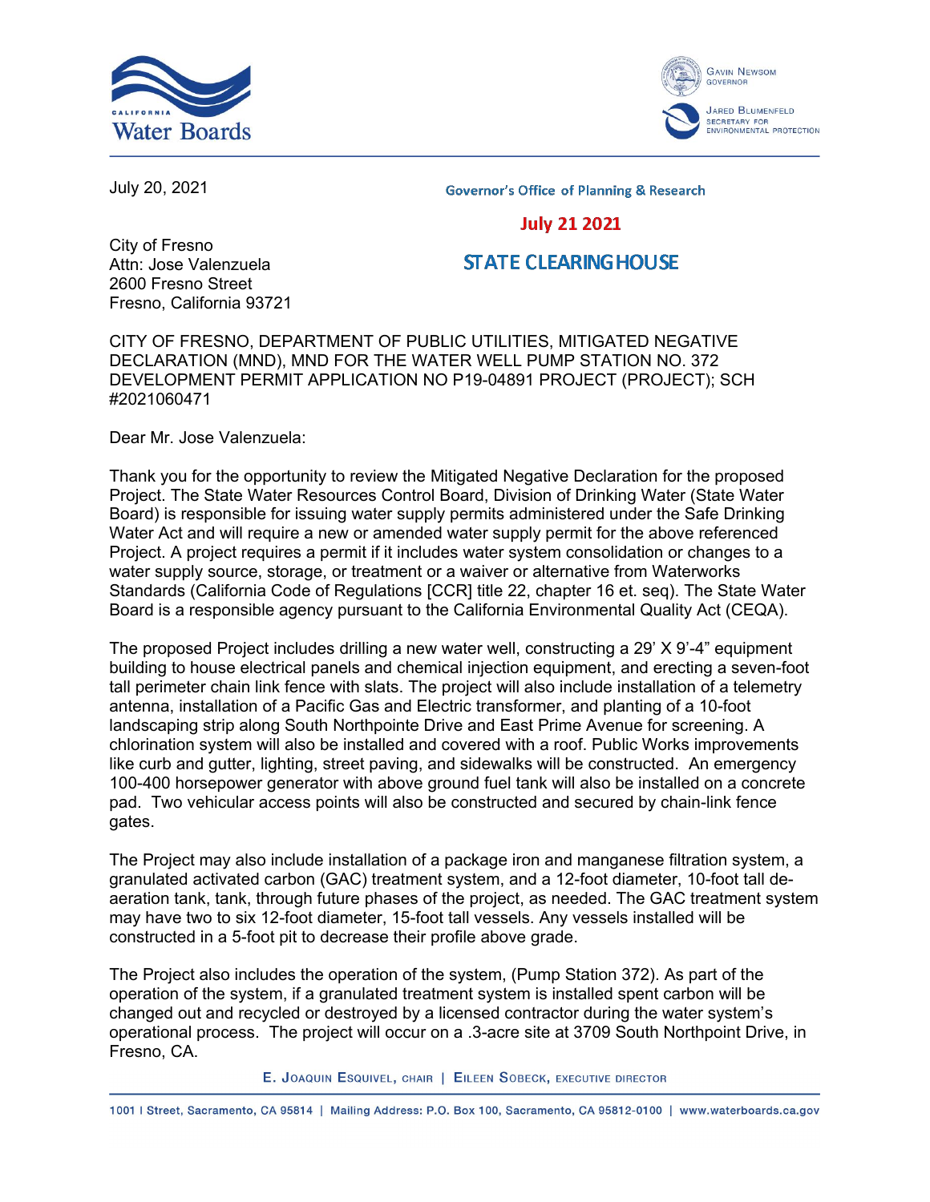July 20, 2021

Governor's Office of Planning & Research

July 21 2021

STATE CLEARINGHOUSE

City of Fresno
Attn: Jose Valenzuela
2600 Fresno Street
Fresno, California 93721

CITY OF FRESNO, DEPARTMENT OF PUBLIC UTILITIES, MITIGATED NEGATIVE DECLARATION (MND), MND FOR THE WATER WELL PUMP STATION NO. 372 DEVELOPMENT PERMIT APPLICATION NO P19-04891 PROJECT (PROJECT); SCH #2021060471

Dear Mr. Jose Valenzuela:

Thank you for the opportunity to review the Mitigated Negative Declaration for the proposed Project. The State Water Resources Control Board, Division of Drinking Water (State Water Board) is responsible for issuing water supply permits administered under the Safe Drinking Water Act and will require a new or amended water supply permit for the above referenced Project. A project requires a permit if it includes water system consolidation or changes to a water supply source, storage, or treatment or a waiver or alternative from Waterworks Standards (California Code of Regulations [CCR] title 22, chapter 16 et. seq). The State Water Board is a responsible agency pursuant to the California Environmental Quality Act (CEQA).

The proposed Project includes drilling a new water well, constructing a 29' X 9'-4" equipment building to house electrical panels and chemical injection equipment, and erecting a seven-foot tall perimeter chain link fence with slats. The project will also include installation of a telemetry antenna, installation of a Pacific Gas and Electric transformer, and planting of a 10-foot landscaping strip along South Northpointe Drive and East Prime Avenue for screening. A chlorination system will also be installed and covered with a roof. Public Works improvements like curb and gutter, lighting, street paving, and sidewalks will be constructed. An emergency 100-400 horsepower generator with above ground fuel tank will also be installed on a concrete pad. Two vehicular access points will also be constructed and secured by chain-link fence gates.

The Project may also include installation of a package iron and manganese filtration system, a granulated activated carbon (GAC) treatment system, and a 12-foot diameter, 10-foot tall de-aeration tank, tank, through future phases of the project, as needed. The GAC treatment system may have two to six 12-foot diameter, 15-foot tall vessels. Any vessels installed will be constructed in a 5-foot pit to decrease their profile above grade.

The Project also includes the operation of the system, (Pump Station 372). As part of the operation of the system, if a granulated treatment system is installed spent carbon will be changed out and recycled or destroyed by a licensed contractor during the water system's operational process. The project will occur on a .3-acre site at 3709 South Northpoint Drive, in Fresno, CA.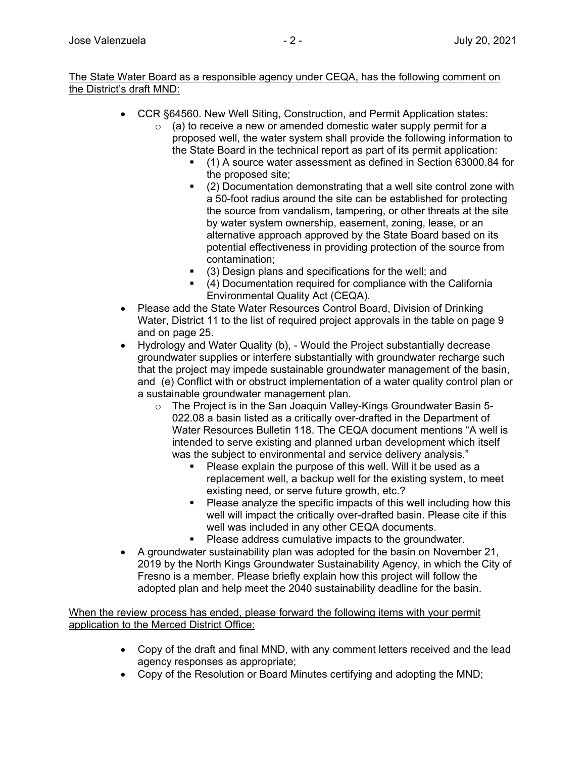The State Water Board as a responsible agency under CEQA, has the following comment on the District's draft MND:

- CCR §64560. New Well Siting, Construction, and Permit Application states:
  - (a) to receive a new or amended domestic water supply permit for a proposed well, the water system shall provide the following information to the State Board in the technical report as part of its permit application:
    - (1) A source water assessment as defined in Section 63000.84 for the proposed site;
    - (2) Documentation demonstrating that a well site control zone with a 50-foot radius around the site can be established for protecting the source from vandalism, tampering, or other threats at the site by water system ownership, easement, zoning, lease, or an alternative approach approved by the State Board based on its potential effectiveness in providing protection of the source from contamination;
    - (3) Design plans and specifications for the well; and
    - (4) Documentation required for compliance with the California Environmental Quality Act (CEQA).
- Please add the State Water Resources Control Board, Division of Drinking Water, District 11 to the list of required project approvals in the table on page 9 and on page 25.
- Hydrology and Water Quality (b), - Would the Project substantially decrease groundwater supplies or interfere substantially with groundwater recharge such that the project may impede sustainable groundwater management of the basin, and (e) Conflict with or obstruct implementation of a water quality control plan or a sustainable groundwater management plan.
  - The Project is in the San Joaquin Valley-Kings Groundwater Basin 5-022.08 a basin listed as a critically over-drafted in the Department of Water Resources Bulletin 118. The CEQA document mentions "A well is intended to serve existing and planned urban development which itself was the subject to environmental and service delivery analysis."
    - Please explain the purpose of this well. Will it be used as a replacement well, a backup well for the existing system, to meet existing need, or serve future growth, etc.?
    - Please analyze the specific impacts of this well including how this well will impact the critically over-drafted basin. Please cite if this well was included in any other CEQA documents.
    - Please address cumulative impacts to the groundwater.
- A groundwater sustainability plan was adopted for the basin on November 21, 2019 by the North Kings Groundwater Sustainability Agency, in which the City of Fresno is a member. Please briefly explain how this project will follow the adopted plan and help meet the 2040 sustainability deadline for the basin.

When the review process has ended, please forward the following items with your permit application to the Merced District Office:

- Copy of the draft and final MND, with any comment letters received and the lead agency responses as appropriate;
- Copy of the Resolution or Board Minutes certifying and adopting the MND;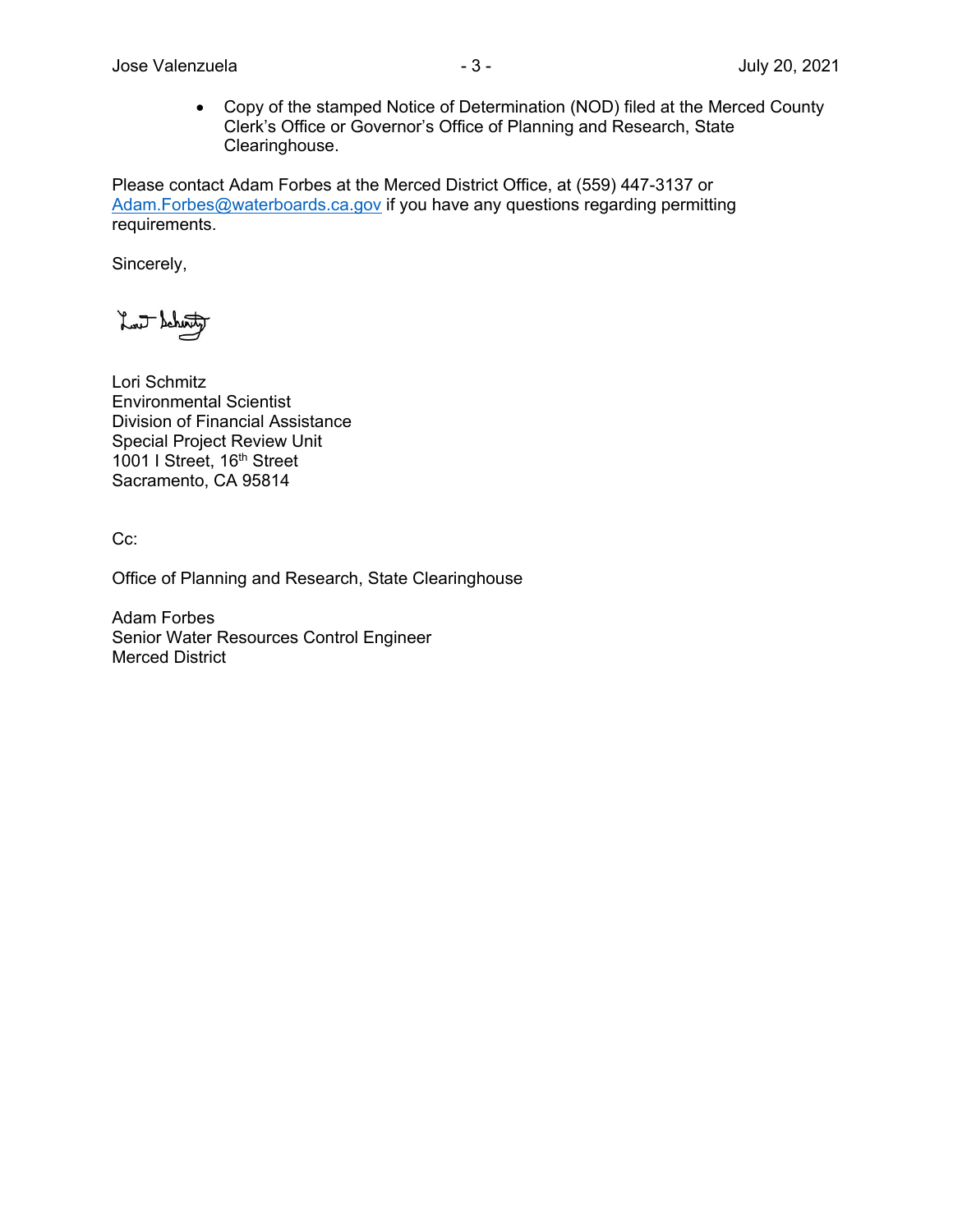- Copy of the stamped Notice of Determination (NOD) filed at the Merced County Clerk's Office or Governor's Office of Planning and Research, State Clearinghouse.

Please contact Adam Forbes at the Merced District Office, at (559) 447-3137 or Adam.Forbes@waterboards.ca.gov if you have any questions regarding permitting requirements.

Sincerely,

Lori Schmitz
Environmental Scientist
Division of Financial Assistance
Special Project Review Unit
1001 I Street, 16th Street
Sacramento, CA 95814

Cc:

Office of Planning and Research, State Clearinghouse

Adam Forbes
Senior Water Resources Control Engineer
Merced District